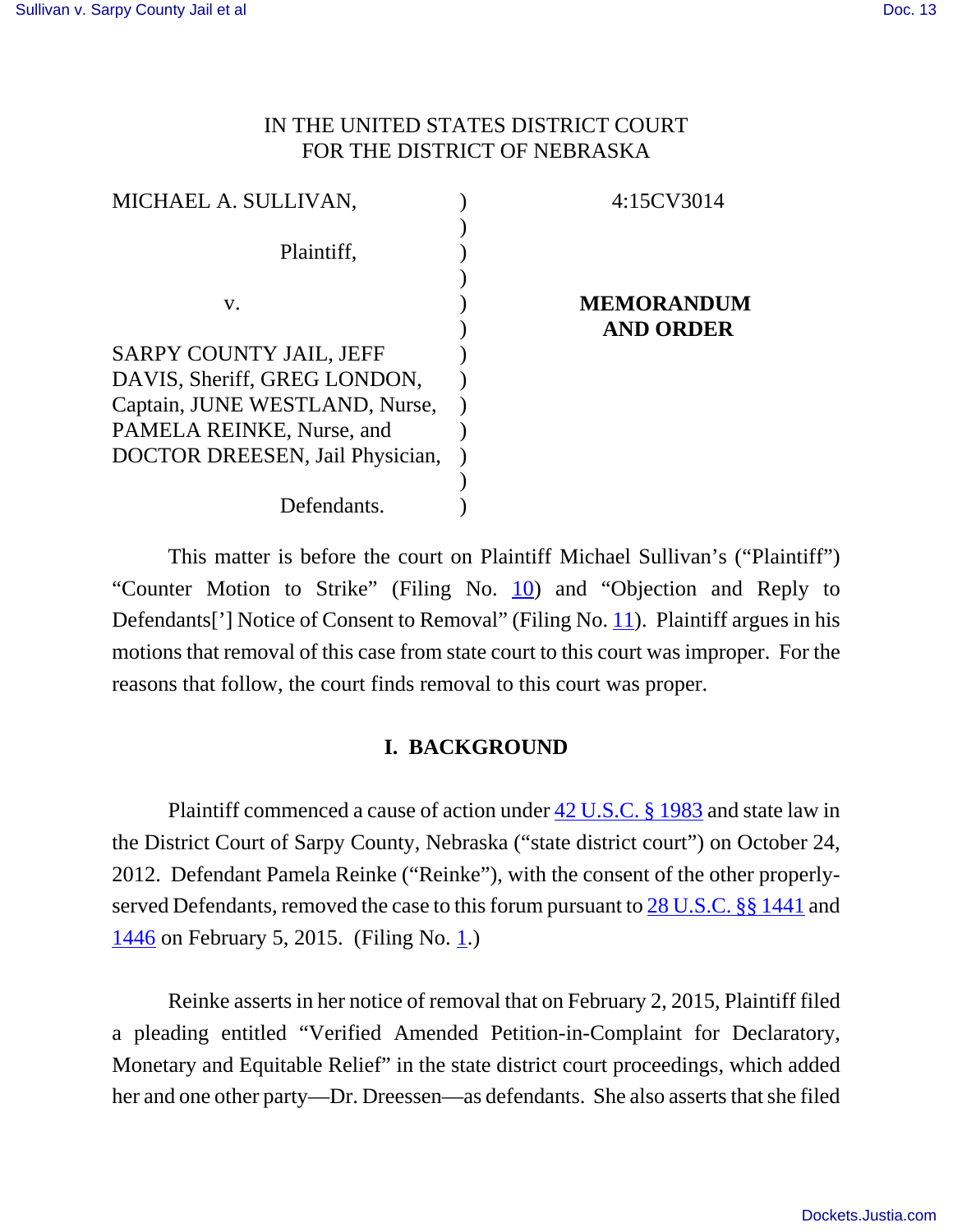IN THE UNITED STATES DISTRICT COURT
FOR THE DISTRICT OF NEBRASKA

| | | |
|---|---|---|
| MICHAEL A. SULLIVAN, | ) | 4:15CV3014 |
| | ) | |
| Plaintiff, | ) | |
| | ) | |
| v. | ) | **MEMORANDUM AND ORDER** |
| | ) | |
| SARPY COUNTY JAIL, JEFF DAVIS, Sheriff, GREG LONDON, Captain, JUNE WESTLAND, Nurse, PAMELA REINKE, Nurse, and DOCTOR DREESEN, Jail Physician, | ) | |
| | ) | |
| Defendants. | ) | |

This matter is before the court on Plaintiff Michael Sullivan's ("Plaintiff") "Counter Motion to Strike" (Filing No. 10) and "Objection and Reply to Defendants['] Notice of Consent to Removal" (Filing No. 11). Plaintiff argues in his motions that removal of this case from state court to this court was improper. For the reasons that follow, the court finds removal to this court was proper.

## I. BACKGROUND

Plaintiff commenced a cause of action under 42 U.S.C. § 1983 and state law in the District Court of Sarpy County, Nebraska ("state district court") on October 24, 2012. Defendant Pamela Reinke ("Reinke"), with the consent of the other properly-served Defendants, removed the case to this forum pursuant to 28 U.S.C. §§ 1441 and 1446 on February 5, 2015. (Filing No. 1.)

Reinke asserts in her notice of removal that on February 2, 2015, Plaintiff filed a pleading entitled "Verified Amended Petition-in-Complaint for Declaratory, Monetary and Equitable Relief" in the state district court proceedings, which added her and one other party—Dr. Dreessen—as defendants. She also asserts that she filed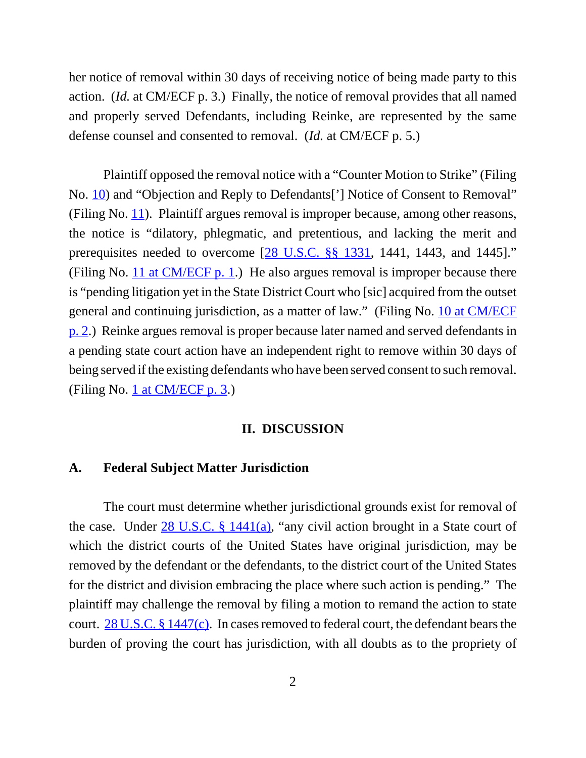her notice of removal within 30 days of receiving notice of being made party to this action. (*Id.* at CM/ECF p. 3.) Finally, the notice of removal provides that all named and properly served Defendants, including Reinke, are represented by the same defense counsel and consented to removal. (*Id.* at CM/ECF p. 5.)

Plaintiff opposed the removal notice with a "Counter Motion to Strike" (Filing No. 10) and "Objection and Reply to Defendants['] Notice of Consent to Removal" (Filing No. 11). Plaintiff argues removal is improper because, among other reasons, the notice is "dilatory, phlegmatic, and pretentious, and lacking the merit and prerequisites needed to overcome [28 U.S.C. §§ 1331, 1441, 1443, and 1445]." (Filing No. 11 at CM/ECF p. 1.) He also argues removal is improper because there is "pending litigation yet in the State District Court who [sic] acquired from the outset general and continuing jurisdiction, as a matter of law." (Filing No. 10 at CM/ECF p. 2.) Reinke argues removal is proper because later named and served defendants in a pending state court action have an independent right to remove within 30 days of being served if the existing defendants who have been served consent to such removal. (Filing No. 1 at CM/ECF p. 3.)

## II. DISCUSSION

### A. Federal Subject Matter Jurisdiction

The court must determine whether jurisdictional grounds exist for removal of the case. Under 28 U.S.C. § 1441(a), "any civil action brought in a State court of which the district courts of the United States have original jurisdiction, may be removed by the defendant or the defendants, to the district court of the United States for the district and division embracing the place where such action is pending." The plaintiff may challenge the removal by filing a motion to remand the action to state court. 28 U.S.C. § 1447(c). In cases removed to federal court, the defendant bears the burden of proving the court has jurisdiction, with all doubts as to the propriety of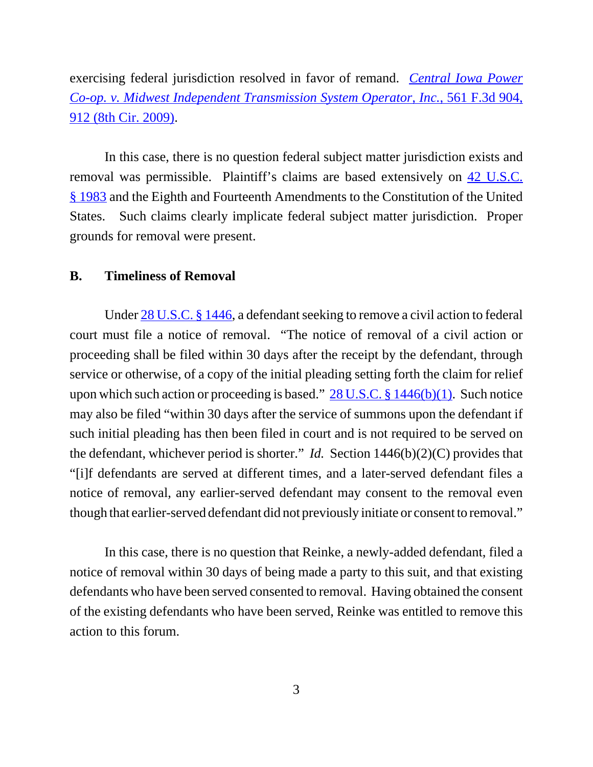exercising federal jurisdiction resolved in favor of remand. *Central Iowa Power Co-op. v. Midwest Independent Transmission System Operator, Inc.*, 561 F.3d 904, 912 (8th Cir. 2009).

In this case, there is no question federal subject matter jurisdiction exists and removal was permissible. Plaintiff's claims are based extensively on 42 U.S.C. § 1983 and the Eighth and Fourteenth Amendments to the Constitution of the United States. Such claims clearly implicate federal subject matter jurisdiction. Proper grounds for removal were present.

### B. Timeliness of Removal

Under 28 U.S.C. § 1446, a defendant seeking to remove a civil action to federal court must file a notice of removal. "The notice of removal of a civil action or proceeding shall be filed within 30 days after the receipt by the defendant, through service or otherwise, of a copy of the initial pleading setting forth the claim for relief upon which such action or proceeding is based." 28 U.S.C. § 1446(b)(1). Such notice may also be filed "within 30 days after the service of summons upon the defendant if such initial pleading has then been filed in court and is not required to be served on the defendant, whichever period is shorter." *Id.* Section 1446(b)(2)(C) provides that "[i]f defendants are served at different times, and a later-served defendant files a notice of removal, any earlier-served defendant may consent to the removal even though that earlier-served defendant did not previously initiate or consent to removal."

In this case, there is no question that Reinke, a newly-added defendant, filed a notice of removal within 30 days of being made a party to this suit, and that existing defendants who have been served consented to removal. Having obtained the consent of the existing defendants who have been served, Reinke was entitled to remove this action to this forum.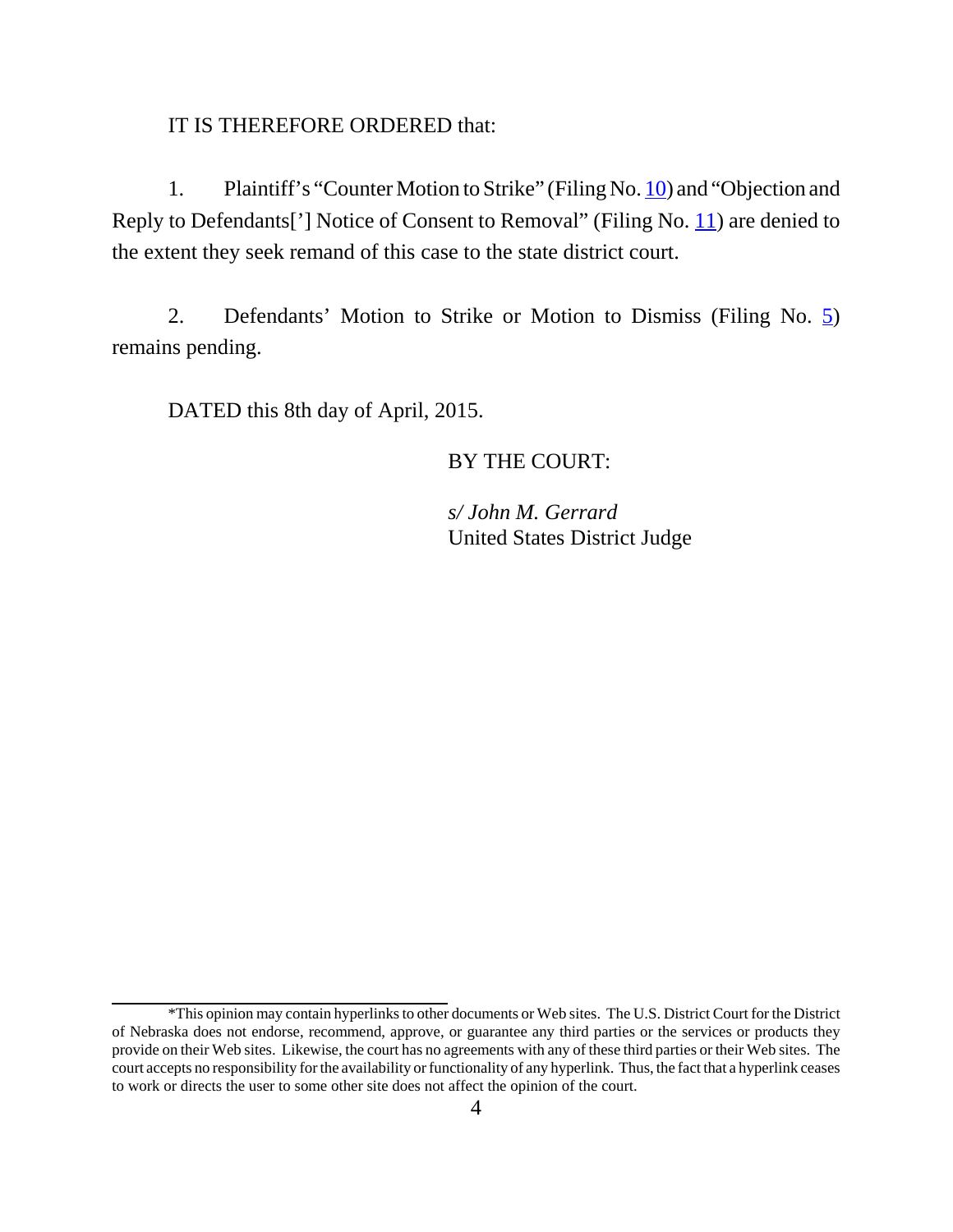IT IS THEREFORE ORDERED that:

1. Plaintiff's "Counter Motion to Strike" (Filing No. 10) and "Objection and Reply to Defendants['] Notice of Consent to Removal" (Filing No. 11) are denied to the extent they seek remand of this case to the state district court.

2. Defendants' Motion to Strike or Motion to Dismiss (Filing No. 5) remains pending.

DATED this 8th day of April, 2015.

BY THE COURT:

*s/ John M. Gerrard*
United States District Judge

---

*This opinion may contain hyperlinks to other documents or Web sites. The U.S. District Court for the District of Nebraska does not endorse, recommend, approve, or guarantee any third parties or the services or products they provide on their Web sites. Likewise, the court has no agreements with any of these third parties or their Web sites. The court accepts no responsibility for the availability or functionality of any hyperlink. Thus, the fact that a hyperlink ceases to work or directs the user to some other site does not affect the opinion of the court.